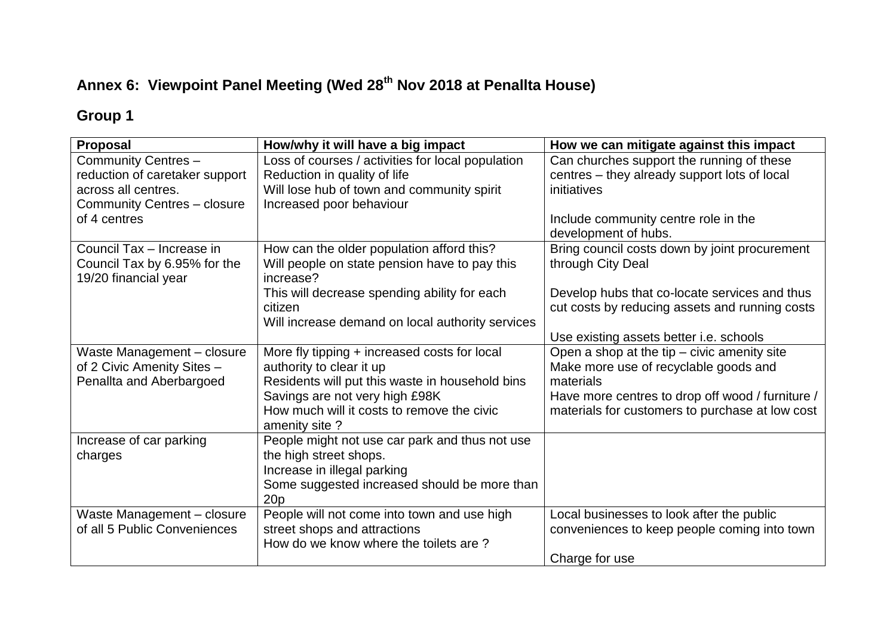# Annex 6: Viewpoint Panel Meeting (Wed 28th Nov 2018 at Penallta House)

## Group 1

| Proposal | How/why it will have a big impact | How we can mitigate against this impact |
|---|---|---|
| Community Centres – reduction of caretaker support across all centres.<br>Community Centres – closure of 4 centres | Loss of courses / activities for local population<br>Reduction in quality of life<br>Will lose hub of town and community spirit<br>Increased poor behaviour | Can churches support the running of these centres – they already support lots of local initiatives<br><br>Include community centre role in the development of hubs. |
| Council Tax – Increase in Council Tax by 6.95% for the 19/20 financial year | How can the older population afford this?<br>Will people on state pension have to pay this increase?<br>This will decrease spending ability for each citizen<br>Will increase demand on local authority services | Bring council costs down by joint procurement through City Deal<br><br>Develop hubs that co-locate services and thus cut costs by reducing assets and running costs<br><br>Use existing assets better i.e. schools |
| Waste Management – closure of 2 Civic Amenity Sites – Penallta and Aberbargoed | More fly tipping + increased costs for local authority to clear it up<br>Residents will put this waste in household bins<br>Savings are not very high £98K<br>How much will it costs to remove the civic amenity site ? | Open a shop at the tip – civic amenity site<br>Make more use of recyclable goods and materials<br>Have more centres to drop off wood / furniture / materials for customers to purchase at low cost |
| Increase of car parking charges | People might not use car park and thus not use the high street shops.<br>Increase in illegal parking<br>Some suggested increased should be more than 20p | |
| Waste Management – closure of all 5 Public Conveniences | People will not come into town and use high street shops and attractions<br>How do we know where the toilets are ? | Local businesses to look after the public conveniences to keep people coming into town<br><br>Charge for use |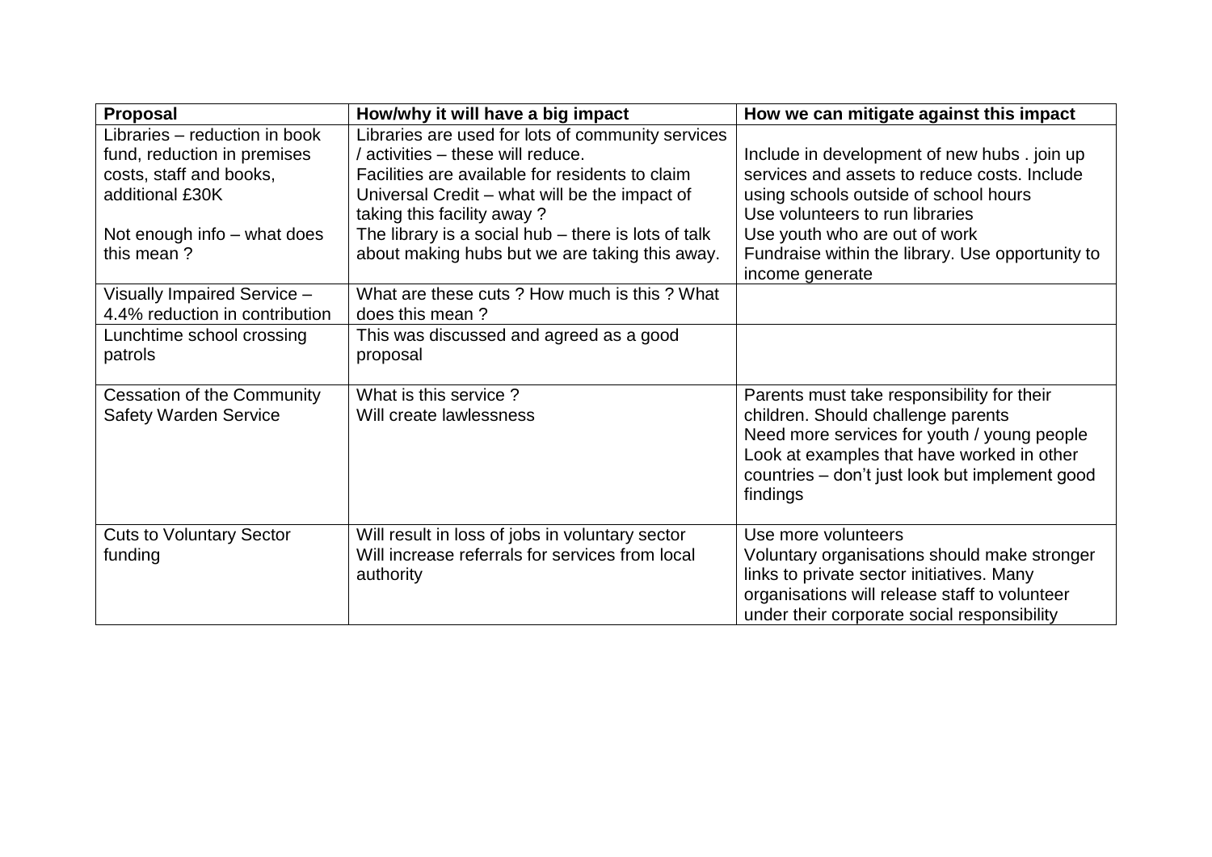| Proposal | How/why it will have a big impact | How we can mitigate against this impact |
|---|---|---|
| Libraries – reduction in book fund, reduction in premises costs, staff and books, additional £30K<br><br>Not enough info – what does this mean ? | Libraries are used for lots of community services / activities – these will reduce.<br>Facilities are available for residents to claim Universal Credit – what will be the impact of taking this facility away ?<br>The library is a social hub – there is lots of talk about making hubs but we are taking this away. | Include in development of new hubs . join up services and assets to reduce costs. Include using schools outside of school hours<br>Use volunteers to run libraries<br>Use youth who are out of work<br>Fundraise within the library. Use opportunity to income generate |
| Visually Impaired Service – 4.4% reduction in contribution | What are these cuts ? How much is this ? What does this mean ? | |
| Lunchtime school crossing patrols | This was discussed and agreed as a good proposal | |
| Cessation of the Community Safety Warden Service | What is this service ?<br>Will create lawlessness | Parents must take responsibility for their children. Should challenge parents<br>Need more services for youth / young people<br>Look at examples that have worked in other countries – don't just look but implement good findings |
| Cuts to Voluntary Sector funding | Will result in loss of jobs in voluntary sector<br>Will increase referrals for services from local authority | Use more volunteers<br>Voluntary organisations should make stronger links to private sector initiatives. Many organisations will release staff to volunteer under their corporate social responsibility |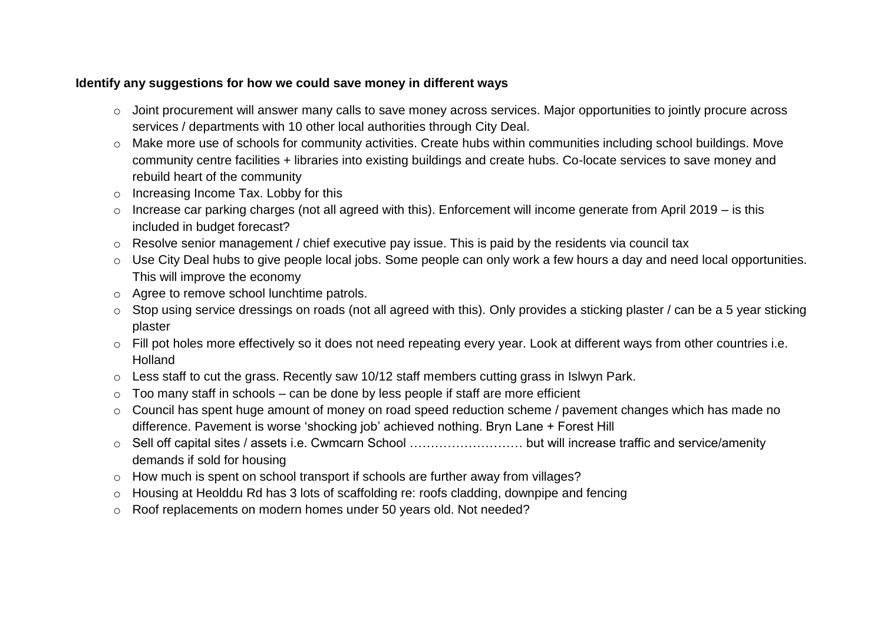**Identify any suggestions for how we could save money in different ways**

- Joint procurement will answer many calls to save money across services. Major opportunities to jointly procure across services / departments with 10 other local authorities through City Deal.
- Make more use of schools for community activities. Create hubs within communities including school buildings. Move community centre facilities + libraries into existing buildings and create hubs. Co-locate services to save money and rebuild heart of the community
- Increasing Income Tax. Lobby for this
- Increase car parking charges (not all agreed with this). Enforcement will income generate from April 2019 – is this included in budget forecast?
- Resolve senior management / chief executive pay issue. This is paid by the residents via council tax
- Use City Deal hubs to give people local jobs. Some people can only work a few hours a day and need local opportunities. This will improve the economy
- Agree to remove school lunchtime patrols.
- Stop using service dressings on roads (not all agreed with this). Only provides a sticking plaster / can be a 5 year sticking plaster
- Fill pot holes more effectively so it does not need repeating every year. Look at different ways from other countries i.e. Holland
- Less staff to cut the grass. Recently saw 10/12 staff members cutting grass in Islwyn Park.
- Too many staff in schools – can be done by less people if staff are more efficient
- Council has spent huge amount of money on road speed reduction scheme / pavement changes which has made no difference. Pavement is worse 'shocking job' achieved nothing. Bryn Lane + Forest Hill
- Sell off capital sites / assets i.e. Cwmcarn School ……………………… but will increase traffic and service/amenity demands if sold for housing
- How much is spent on school transport if schools are further away from villages?
- Housing at Heolddu Rd has 3 lots of scaffolding re: roofs cladding, downpipe and fencing
- Roof replacements on modern homes under 50 years old. Not needed?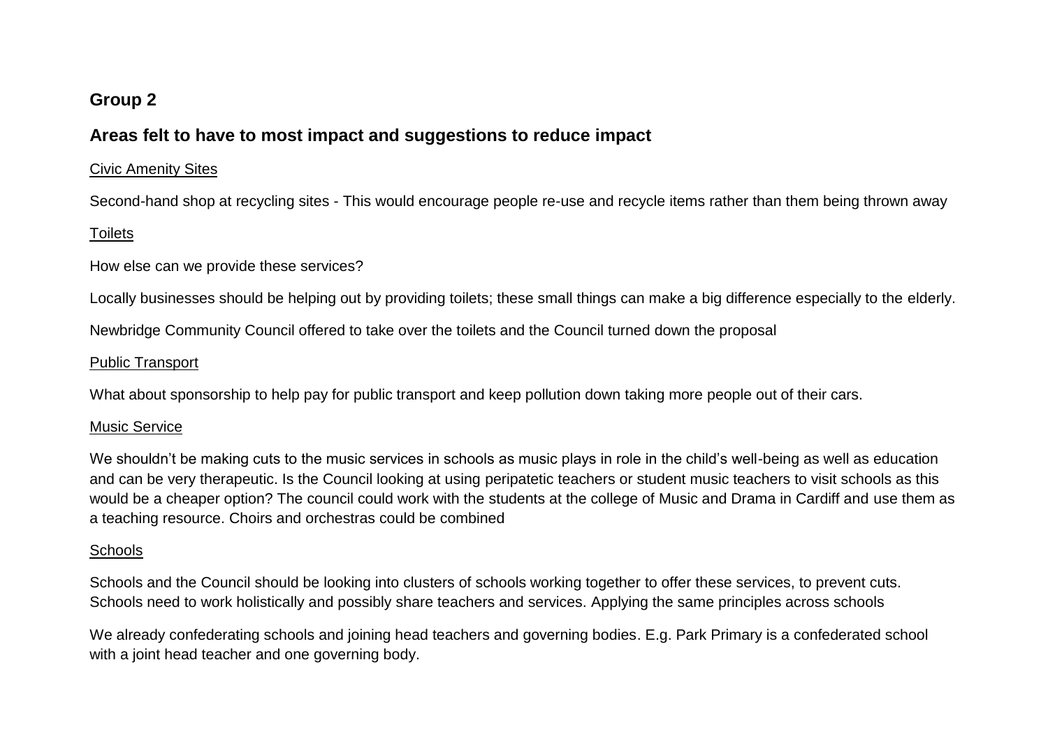## Group 2

## Areas felt to have to most impact and suggestions to reduce impact

<u>Civic Amenity Sites</u>

Second-hand shop at recycling sites - This would encourage people re-use and recycle items rather than them being thrown away

<u>Toilets</u>

How else can we provide these services?

Locally businesses should be helping out by providing toilets; these small things can make a big difference especially to the elderly.

Newbridge Community Council offered to take over the toilets and the Council turned down the proposal

<u>Public Transport</u>

What about sponsorship to help pay for public transport and keep pollution down taking more people out of their cars.

<u>Music Service</u>

We shouldn't be making cuts to the music services in schools as music plays in role in the child's well-being as well as education and can be very therapeutic. Is the Council looking at using peripatetic teachers or student music teachers to visit schools as this would be a cheaper option? The council could work with the students at the college of Music and Drama in Cardiff and use them as a teaching resource. Choirs and orchestras could be combined

<u>Schools</u>

Schools and the Council should be looking into clusters of schools working together to offer these services, to prevent cuts. Schools need to work holistically and possibly share teachers and services. Applying the same principles across schools

We already confederating schools and joining head teachers and governing bodies. E.g. Park Primary is a confederated school with a joint head teacher and one governing body.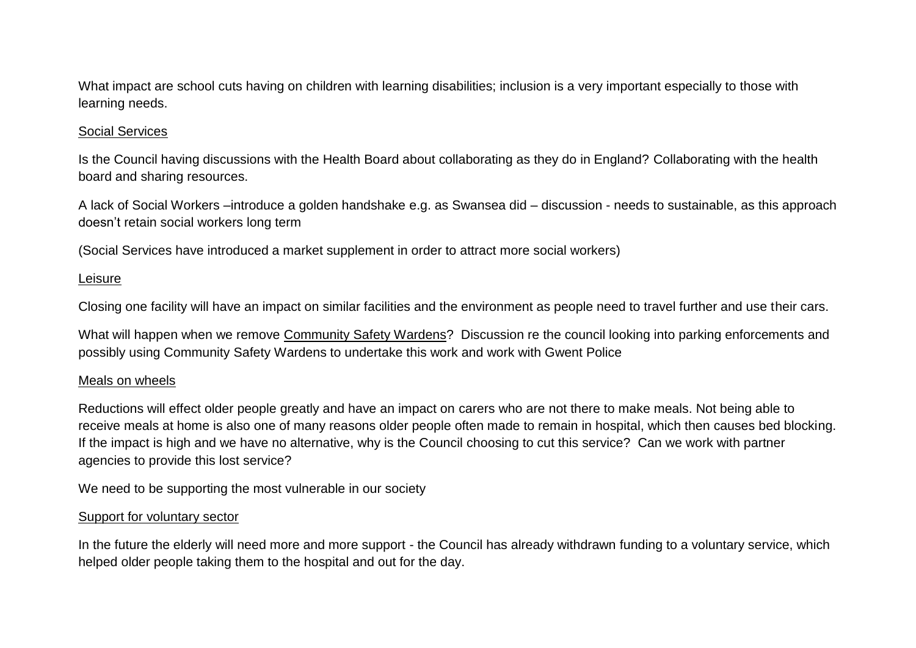What impact are school cuts having on children with learning disabilities; inclusion is a very important especially to those with learning needs.

<u>Social Services</u>

Is the Council having discussions with the Health Board about collaborating as they do in England? Collaborating with the health board and sharing resources.

A lack of Social Workers –introduce a golden handshake e.g. as Swansea did – discussion - needs to sustainable, as this approach doesn't retain social workers long term

(Social Services have introduced a market supplement in order to attract more social workers)

<u>Leisure</u>

Closing one facility will have an impact on similar facilities and the environment as people need to travel further and use their cars.

What will happen when we remove <u>Community Safety Wardens</u>? Discussion re the council looking into parking enforcements and possibly using Community Safety Wardens to undertake this work and work with Gwent Police

<u>Meals on wheels</u>

Reductions will effect older people greatly and have an impact on carers who are not there to make meals. Not being able to receive meals at home is also one of many reasons older people often made to remain in hospital, which then causes bed blocking. If the impact is high and we have no alternative, why is the Council choosing to cut this service? Can we work with partner agencies to provide this lost service?

We need to be supporting the most vulnerable in our society

<u>Support for voluntary sector</u>

In the future the elderly will need more and more support - the Council has already withdrawn funding to a voluntary service, which helped older people taking them to the hospital and out for the day.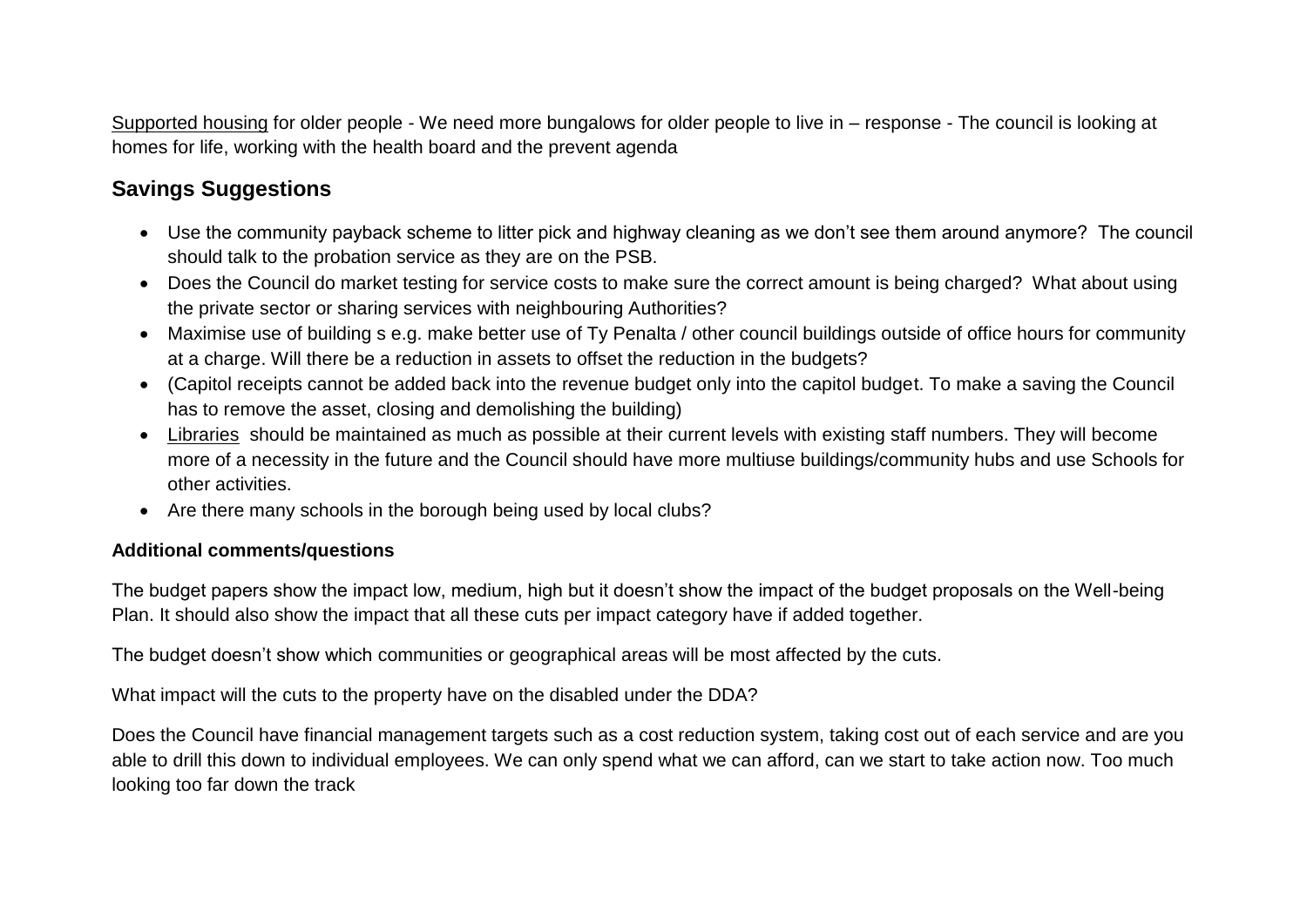Supported housing for older people - We need more bungalows for older people to live in – response - The council is looking at homes for life, working with the health board and the prevent agenda

## Savings Suggestions

- Use the community payback scheme to litter pick and highway cleaning as we don't see them around anymore? The council should talk to the probation service as they are on the PSB.
- Does the Council do market testing for service costs to make sure the correct amount is being charged? What about using the private sector or sharing services with neighbouring Authorities?
- Maximise use of building s e.g. make better use of Ty Penalta / other council buildings outside of office hours for community at a charge. Will there be a reduction in assets to offset the reduction in the budgets?
- (Capitol receipts cannot be added back into the revenue budget only into the capitol budget. To make a saving the Council has to remove the asset, closing and demolishing the building)
- Libraries should be maintained as much as possible at their current levels with existing staff numbers. They will become more of a necessity in the future and the Council should have more multiuse buildings/community hubs and use Schools for other activities.
- Are there many schools in the borough being used by local clubs?

**Additional comments/questions**

The budget papers show the impact low, medium, high but it doesn't show the impact of the budget proposals on the Well-being Plan. It should also show the impact that all these cuts per impact category have if added together.

The budget doesn't show which communities or geographical areas will be most affected by the cuts.

What impact will the cuts to the property have on the disabled under the DDA?

Does the Council have financial management targets such as a cost reduction system, taking cost out of each service and are you able to drill this down to individual employees. We can only spend what we can afford, can we start to take action now. Too much looking too far down the track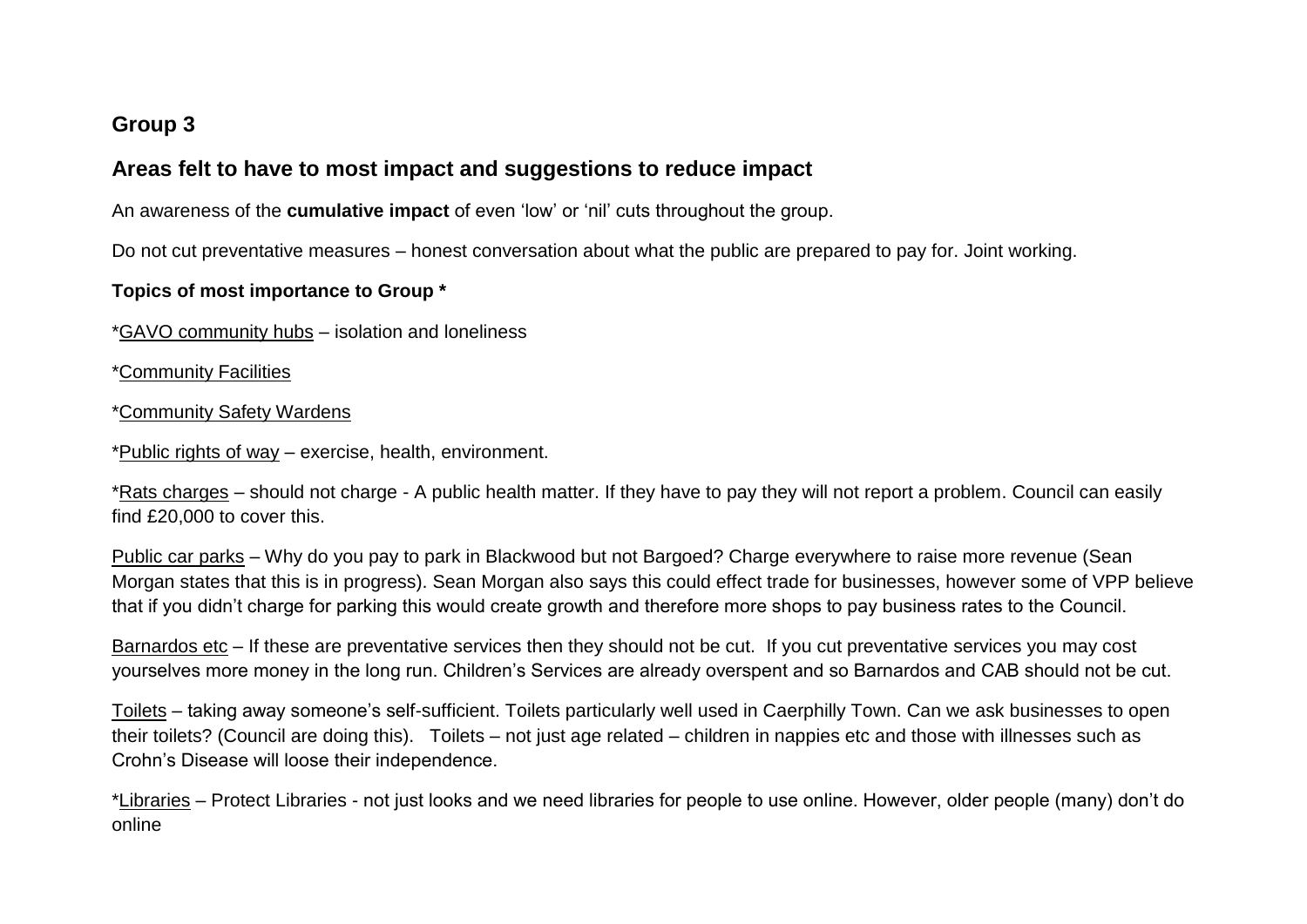## Group 3

### Areas felt to have to most impact and suggestions to reduce impact

An awareness of the **cumulative impact** of even 'low' or 'nil' cuts throughout the group.

Do not cut preventative measures – honest conversation about what the public are prepared to pay for. Joint working.

**Topics of most importance to Group ***

*GAVO community hubs – isolation and loneliness

*Community Facilities

*Community Safety Wardens

*Public rights of way – exercise, health, environment.

*Rats charges – should not charge - A public health matter. If they have to pay they will not report a problem. Council can easily find £20,000 to cover this.

Public car parks – Why do you pay to park in Blackwood but not Bargoed? Charge everywhere to raise more revenue (Sean Morgan states that this is in progress). Sean Morgan also says this could effect trade for businesses, however some of VPP believe that if you didn't charge for parking this would create growth and therefore more shops to pay business rates to the Council.

Barnardos etc – If these are preventative services then they should not be cut. If you cut preventative services you may cost yourselves more money in the long run. Children's Services are already overspent and so Barnardos and CAB should not be cut.

Toilets – taking away someone's self-sufficient. Toilets particularly well used in Caerphilly Town. Can we ask businesses to open their toilets? (Council are doing this). Toilets – not just age related – children in nappies etc and those with illnesses such as Crohn's Disease will loose their independence.

*Libraries – Protect Libraries - not just looks and we need libraries for people to use online. However, older people (many) don't do online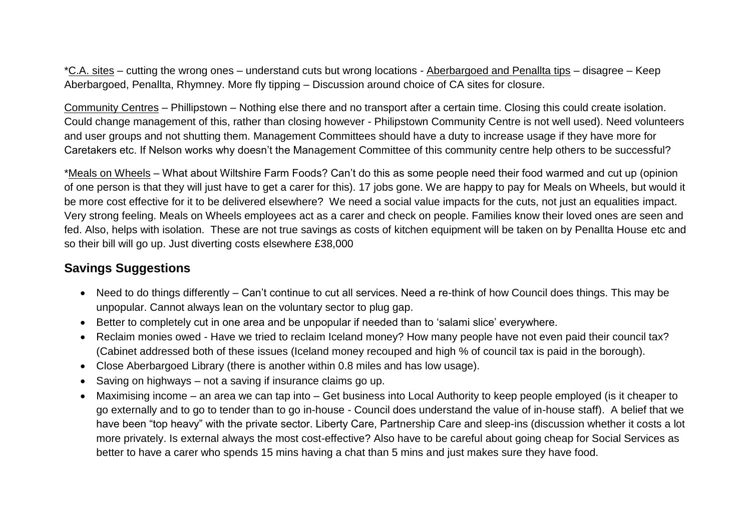*C.A. sites – cutting the wrong ones – understand cuts but wrong locations - Aberbargoed and Penallta tips – disagree – Keep Aberbargoed, Penallta, Rhymney. More fly tipping – Discussion around choice of CA sites for closure.

Community Centres – Phillipstown – Nothing else there and no transport after a certain time. Closing this could create isolation. Could change management of this, rather than closing however - Philipstown Community Centre is not well used). Need volunteers and user groups and not shutting them. Management Committees should have a duty to increase usage if they have more for Caretakers etc. If Nelson works why doesn't the Management Committee of this community centre help others to be successful?

*Meals on Wheels – What about Wiltshire Farm Foods? Can't do this as some people need their food warmed and cut up (opinion of one person is that they will just have to get a carer for this). 17 jobs gone. We are happy to pay for Meals on Wheels, but would it be more cost effective for it to be delivered elsewhere? We need a social value impacts for the cuts, not just an equalities impact. Very strong feeling. Meals on Wheels employees act as a carer and check on people. Families know their loved ones are seen and fed. Also, helps with isolation. These are not true savings as costs of kitchen equipment will be taken on by Penallta House etc and so their bill will go up. Just diverting costs elsewhere £38,000

## Savings Suggestions

- Need to do things differently – Can't continue to cut all services. Need a re-think of how Council does things. This may be unpopular. Cannot always lean on the voluntary sector to plug gap.
- Better to completely cut in one area and be unpopular if needed than to 'salami slice' everywhere.
- Reclaim monies owed - Have we tried to reclaim Iceland money? How many people have not even paid their council tax? (Cabinet addressed both of these issues (Iceland money recouped and high % of council tax is paid in the borough).
- Close Aberbargoed Library (there is another within 0.8 miles and has low usage).
- Saving on highways – not a saving if insurance claims go up.
- Maximising income – an area we can tap into – Get business into Local Authority to keep people employed (is it cheaper to go externally and to go to tender than to go in-house - Council does understand the value of in-house staff). A belief that we have been "top heavy" with the private sector. Liberty Care, Partnership Care and sleep-ins (discussion whether it costs a lot more privately. Is external always the most cost-effective? Also have to be careful about going cheap for Social Services as better to have a carer who spends 15 mins having a chat than 5 mins and just makes sure they have food.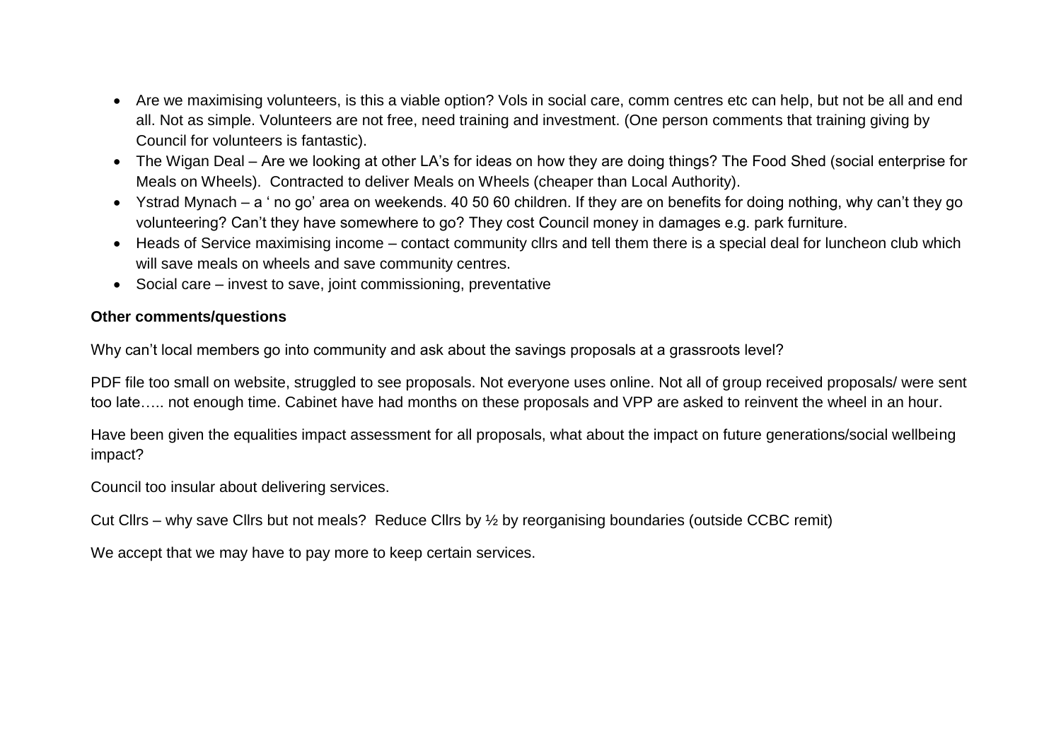- Are we maximising volunteers, is this a viable option? Vols in social care, comm centres etc can help, but not be all and end all. Not as simple. Volunteers are not free, need training and investment. (One person comments that training giving by Council for volunteers is fantastic).
- The Wigan Deal – Are we looking at other LA's for ideas on how they are doing things? The Food Shed (social enterprise for Meals on Wheels). Contracted to deliver Meals on Wheels (cheaper than Local Authority).
- Ystrad Mynach – a ' no go' area on weekends. 40 50 60 children. If they are on benefits for doing nothing, why can't they go volunteering? Can't they have somewhere to go? They cost Council money in damages e.g. park furniture.
- Heads of Service maximising income – contact community cllrs and tell them there is a special deal for luncheon club which will save meals on wheels and save community centres.
- Social care – invest to save, joint commissioning, preventative

**Other comments/questions**

Why can't local members go into community and ask about the savings proposals at a grassroots level?

PDF file too small on website, struggled to see proposals. Not everyone uses online. Not all of group received proposals/ were sent too late….. not enough time. Cabinet have had months on these proposals and VPP are asked to reinvent the wheel in an hour.

Have been given the equalities impact assessment for all proposals, what about the impact on future generations/social wellbeing impact?

Council too insular about delivering services.

Cut Cllrs – why save Cllrs but not meals? Reduce Cllrs by ½ by reorganising boundaries (outside CCBC remit)

We accept that we may have to pay more to keep certain services.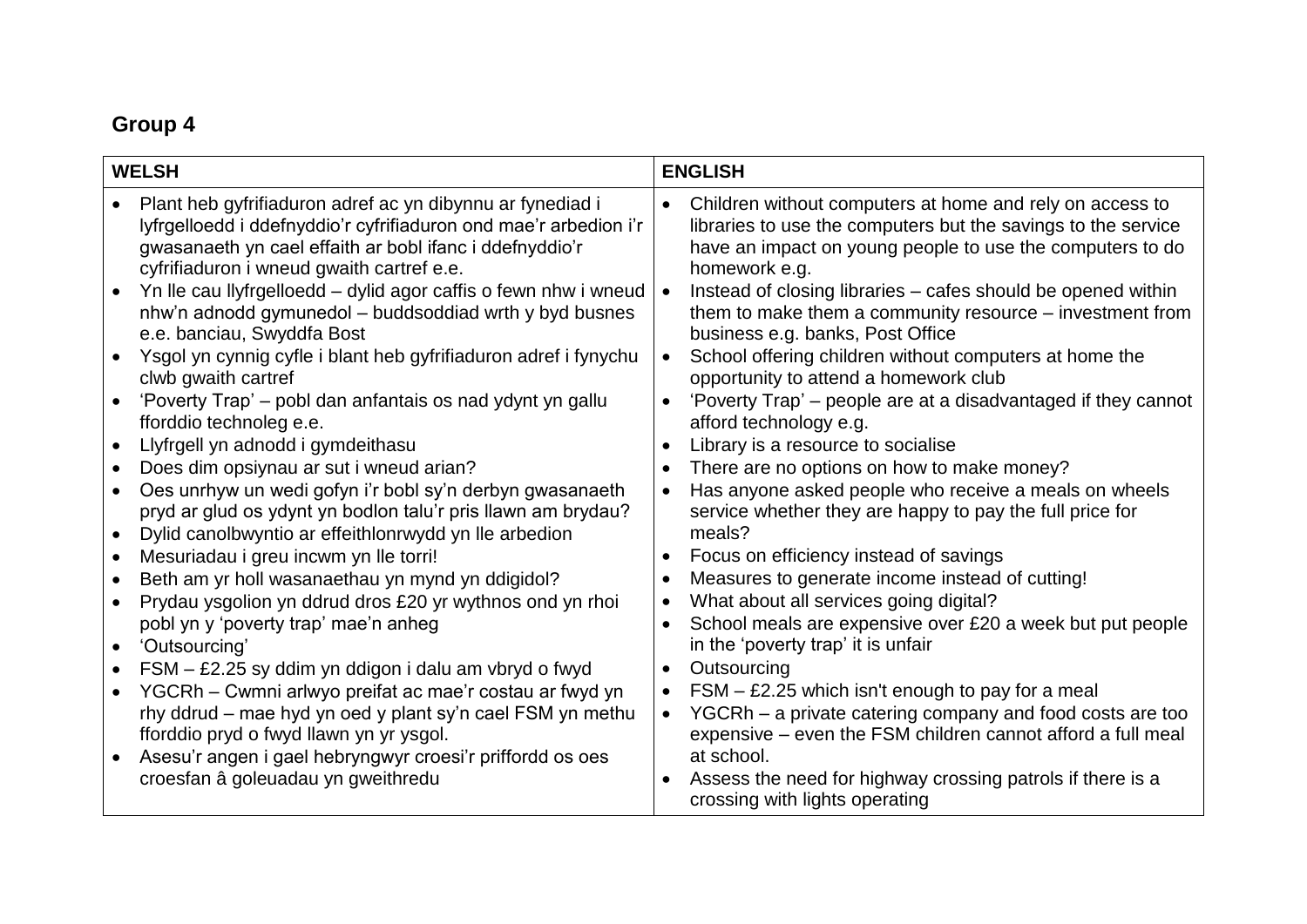## Group 4

| WELSH | ENGLISH |
| --- | --- |
| • Plant heb gyfrifiaduron adref ac yn dibynnu ar fynediad i lyfrgelloedd i ddefnyddio'r cyfrifiaduron ond mae'r arbedion i'r gwasanaeth yn cael effaith ar bobl ifanc i ddefnyddio'r cyfrifiaduron i wneud gwaith cartref e.e.<br>• Yn lle cau llyfrgelloedd – dylid agor caffis o fewn nhw i wneud nhw'n adnodd gymunedol – buddsoddiad wrth y byd busnes e.e. banciau, Swyddfa Bost<br>• Ysgol yn cynnig cyfle i blant heb gyfrifiaduron adref i fynychu clwb gwaith cartref<br>• 'Poverty Trap' – pobl dan anfantais os nad ydynt yn gallu fforddio technoleg e.e.<br>• Llyfrgell yn adnodd i gymdeithasu<br>• Does dim opsiynau ar sut i wneud arian?<br>• Oes unrhyw un wedi gofyn i'r bobl sy'n derbyn gwasanaeth pryd ar glud os ydynt yn bodlon talu'r pris llawn am brydau?<br>• Dylid canolbwyntio ar effeithlonrwydd yn lle arbedion<br>• Mesuriadau i greu incwm yn lle torri!<br>• Beth am yr holl wasanaethau yn mynd yn ddigidol?<br>• Prydau ysgolion yn ddrud dros £20 yr wythnos ond yn rhoi pobl yn y 'poverty trap' mae'n anheg<br>• 'Outsourcing'<br>• FSM – £2.25 sy ddim yn ddigon i dalu am vbryd o fwyd<br>• YGCRh – Cwmni arlwyo preifat ac mae'r costau ar fwyd yn rhy ddrud – mae hyd yn oed y plant sy'n cael FSM yn methu fforddio pryd o fwyd llawn yn yr ysgol.<br>• Asesu'r angen i gael hebryngwyr croesi'r priffordd os oes croesfan â goleuadau yn gweithredu | • Children without computers at home and rely on access to libraries to use the computers but the savings to the service have an impact on young people to use the computers to do homework e.g.<br>• Instead of closing libraries – cafes should be opened within them to make them a community resource – investment from business e.g. banks, Post Office<br>• School offering children without computers at home the opportunity to attend a homework club<br>• 'Poverty Trap' – people are at a disadvantaged if they cannot afford technology e.g.<br>• Library is a resource to socialise<br>• There are no options on how to make money?<br>• Has anyone asked people who receive a meals on wheels service whether they are happy to pay the full price for meals?<br>• Focus on efficiency instead of savings<br>• Measures to generate income instead of cutting!<br>• What about all services going digital?<br>• School meals are expensive over £20 a week but put people in the 'poverty trap' it is unfair<br>• Outsourcing<br>• FSM – £2.25 which isn't enough to pay for a meal<br>• YGCRh – a private catering company and food costs are too expensive – even the FSM children cannot afford a full meal at school.<br>• Assess the need for highway crossing patrols if there is a crossing with lights operating |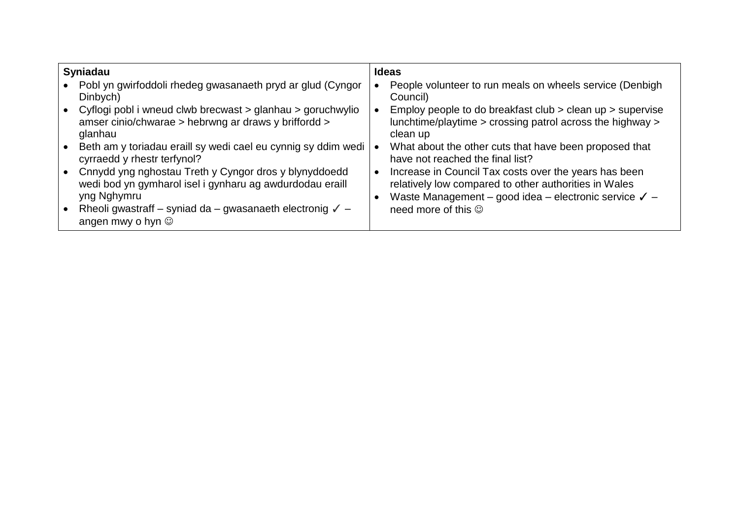| Syniadau | Ideas |
| --- | --- |
| • Pobl yn gwirfoddoli rhedeg gwasanaeth pryd ar glud (Cyngor Dinbych)<br>• Cyflogi pobl i wneud clwb brecwast > glanhau > goruchwylio amser cinio/chwarae > hebrwng ar draws y brifford > glanhau<br>• Beth am y toriadau eraill sy wedi cael eu cynnig sy ddim wedi cyrraedd y rhestr terfynol?<br>• Cnnydd yng nghostau Treth y Cyngor dros y blynyddoedd wedi bod yn gymharol isel i gynharu ag awdurdodau eraill yng Nghymru<br>• Rheoli gwastraff – syniad da – gwasanaeth electronig ✓ – angen mwy o hyn ☺ | • People volunteer to run meals on wheels service (Denbigh Council)<br>• Employ people to do breakfast club > clean up > supervise lunchtime/playtime > crossing patrol across the highway > clean up<br>• What about the other cuts that have been proposed that have not reached the final list?<br>• Increase in Council Tax costs over the years has been relatively low compared to other authorities in Wales<br>• Waste Management – good idea – electronic service ✓ – need more of this ☺ |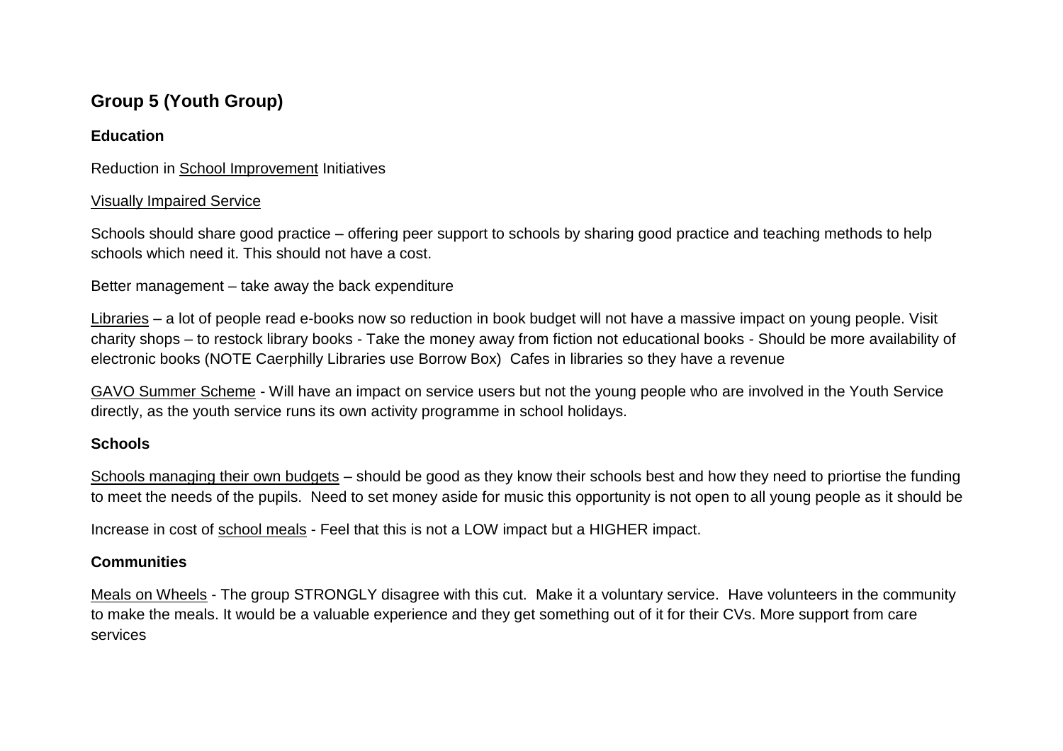## Group 5 (Youth Group)

### Education

Reduction in <u>School Improvement</u> Initiatives

<u>Visually Impaired Service</u>

Schools should share good practice – offering peer support to schools by sharing good practice and teaching methods to help schools which need it. This should not have a cost.

Better management – take away the back expenditure

<u>Libraries</u> – a lot of people read e-books now so reduction in book budget will not have a massive impact on young people. Visit charity shops – to restock library books - Take the money away from fiction not educational books - Should be more availability of electronic books (NOTE Caerphilly Libraries use Borrow Box) Cafes in libraries so they have a revenue

<u>GAVO Summer Scheme</u> - Will have an impact on service users but not the young people who are involved in the Youth Service directly, as the youth service runs its own activity programme in school holidays.

### Schools

<u>Schools managing their own budgets</u> – should be good as they know their schools best and how they need to priortise the funding to meet the needs of the pupils. Need to set money aside for music this opportunity is not open to all young people as it should be

Increase in cost of <u>school meals</u> - Feel that this is not a LOW impact but a HIGHER impact.

### Communities

<u>Meals on Wheels</u> - The group STRONGLY disagree with this cut. Make it a voluntary service. Have volunteers in the community to make the meals. It would be a valuable experience and they get something out of it for their CVs. More support from care services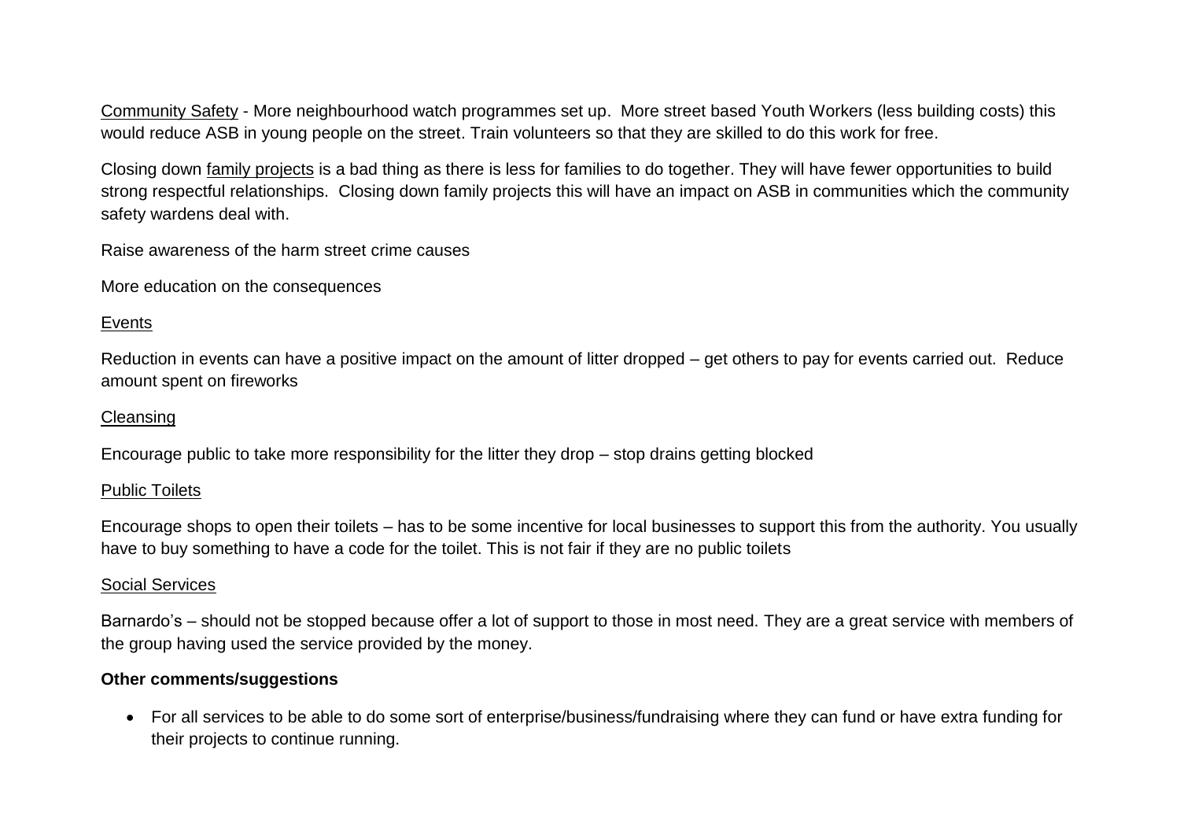Community Safety - More neighbourhood watch programmes set up. More street based Youth Workers (less building costs) this would reduce ASB in young people on the street. Train volunteers so that they are skilled to do this work for free.

Closing down family projects is a bad thing as there is less for families to do together. They will have fewer opportunities to build strong respectful relationships. Closing down family projects this will have an impact on ASB in communities which the community safety wardens deal with.

Raise awareness of the harm street crime causes

More education on the consequences

Events

Reduction in events can have a positive impact on the amount of litter dropped – get others to pay for events carried out. Reduce amount spent on fireworks

Cleansing

Encourage public to take more responsibility for the litter they drop – stop drains getting blocked

Public Toilets

Encourage shops to open their toilets – has to be some incentive for local businesses to support this from the authority. You usually have to buy something to have a code for the toilet. This is not fair if they are no public toilets

Social Services

Barnardo's – should not be stopped because offer a lot of support to those in most need. They are a great service with members of the group having used the service provided by the money.

**Other comments/suggestions**

- For all services to be able to do some sort of enterprise/business/fundraising where they can fund or have extra funding for their projects to continue running.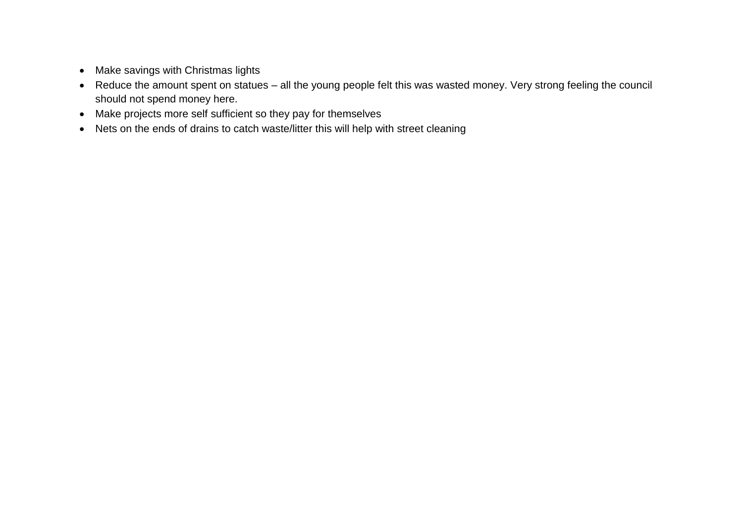- Make savings with Christmas lights
- Reduce the amount spent on statues – all the young people felt this was wasted money. Very strong feeling the council should not spend money here.
- Make projects more self sufficient so they pay for themselves
- Nets on the ends of drains to catch waste/litter this will help with street cleaning